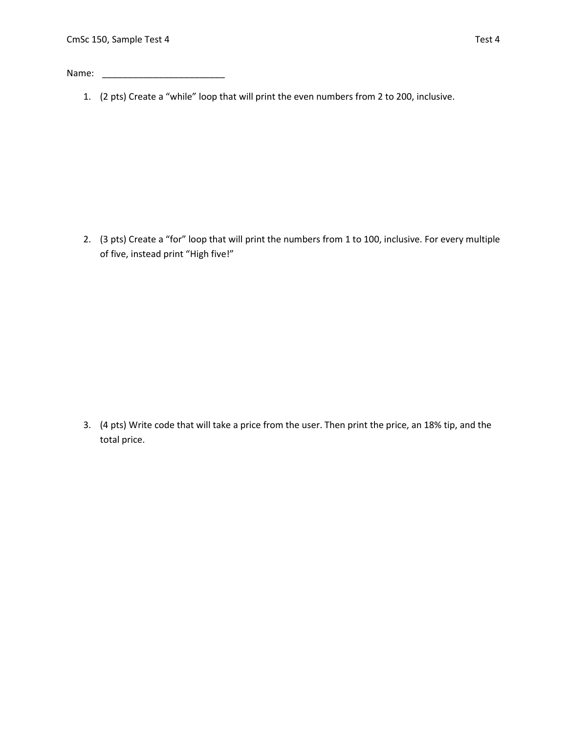CmSc 150, Sample Test 4 — Test 4

Name: _________________________

1. (2 pts) Create a “while” loop that will print the even numbers from 2 to 200, inclusive.

2. (3 pts) Create a “for” loop that will print the numbers from 1 to 100, inclusive. For every multiple of five, instead print “High five!”

3. (4 pts) Write code that will take a price from the user. Then print the price, an 18% tip, and the total price.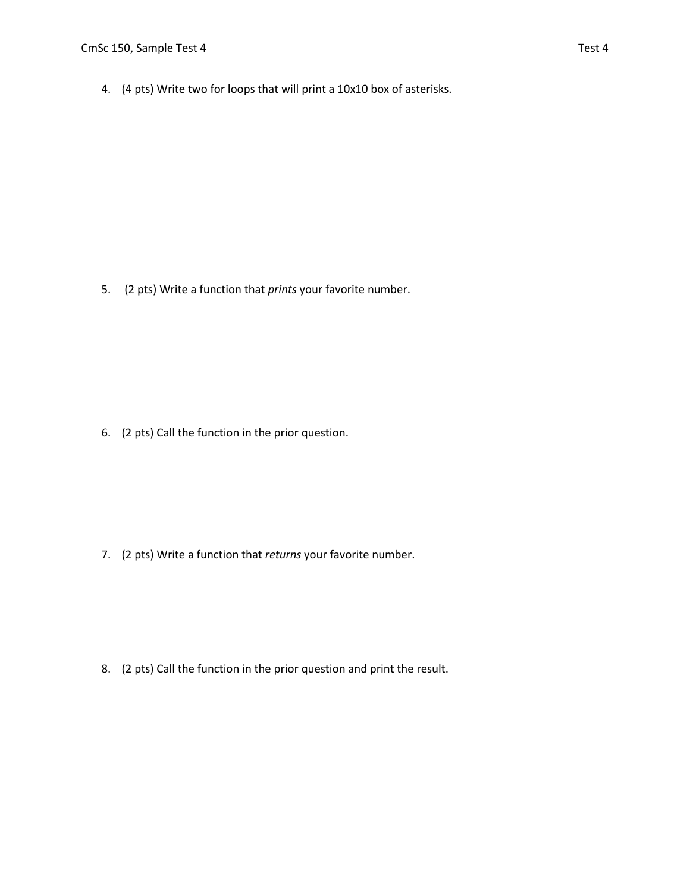4. (4 pts) Write two for loops that will print a 10x10 box of asterisks.

5. (2 pts) Write a function that *prints* your favorite number.

6. (2 pts) Call the function in the prior question.

7. (2 pts) Write a function that *returns* your favorite number.

8. (2 pts) Call the function in the prior question and print the result.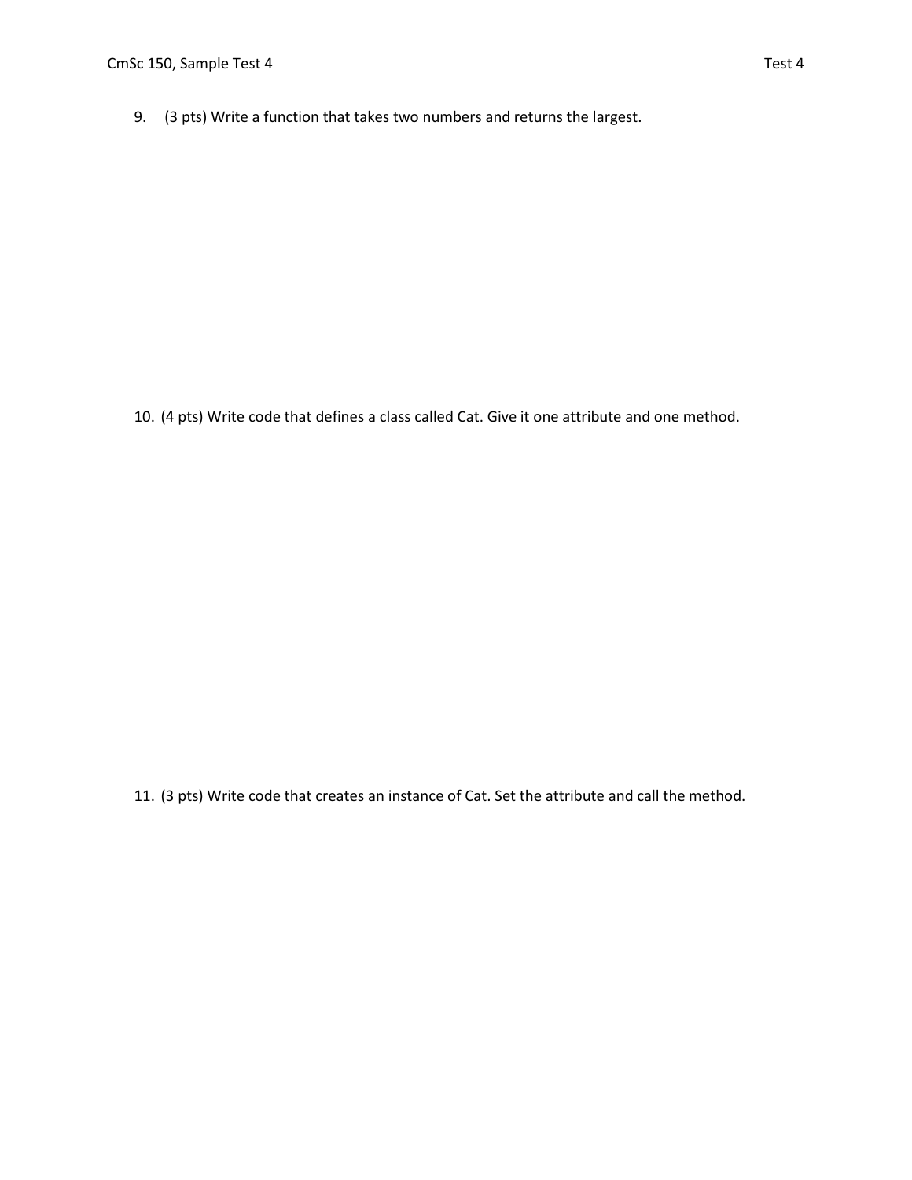9. (3 pts) Write a function that takes two numbers and returns the largest.

10. (4 pts) Write code that defines a class called Cat. Give it one attribute and one method.

11. (3 pts) Write code that creates an instance of Cat. Set the attribute and call the method.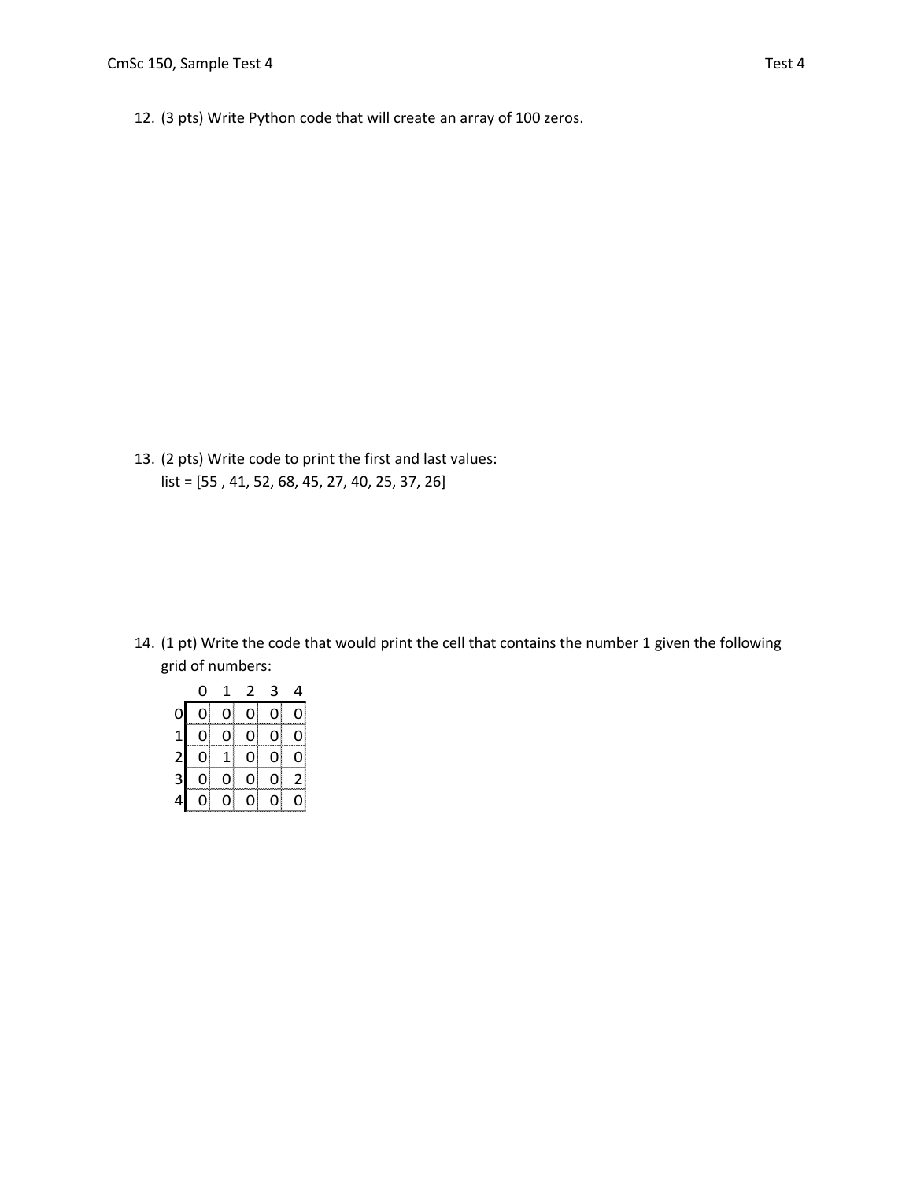12. (3 pts) Write Python code that will create an array of 100 zeros.

13. (2 pts) Write code to print the first and last values:
    list = [55 , 41, 52, 68, 45, 27, 40, 25, 37, 26]

14. (1 pt) Write the code that would print the cell that contains the number 1 given the following grid of numbers:

|   | 0 | 1 | 2 | 3 | 4 |
|---|---|---|---|---|---|
| 0 | 0 | 0 | 0 | 0 | 0 |
| 1 | 0 | 0 | 0 | 0 | 0 |
| 2 | 0 | 1 | 0 | 0 | 0 |
| 3 | 0 | 0 | 0 | 0 | 2 |
| 4 | 0 | 0 | 0 | 0 | 0 |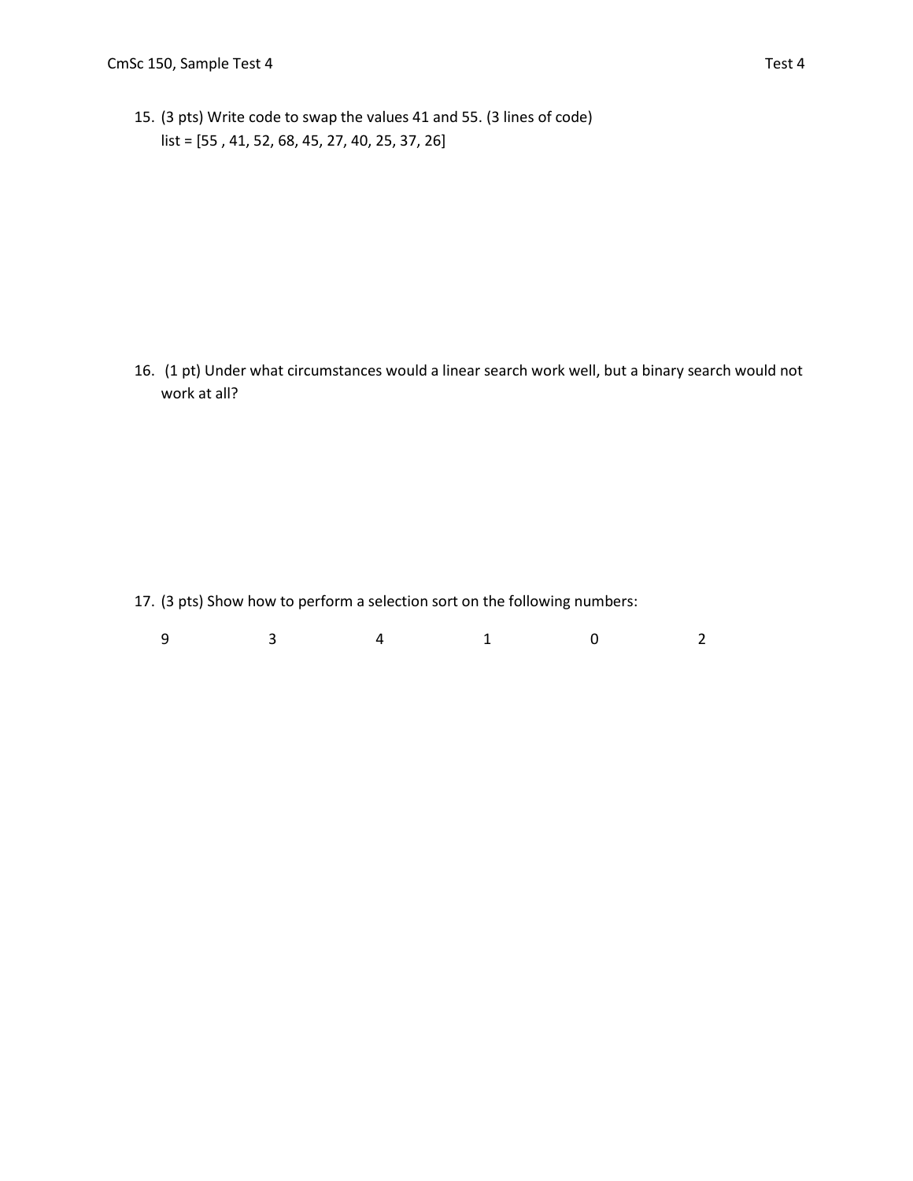15. (3 pts) Write code to swap the values 41 and 55. (3 lines of code)
    list = [55 , 41, 52, 68, 45, 27, 40, 25, 37, 26]

16. (1 pt) Under what circumstances would a linear search work well, but a binary search would not work at all?

17. (3 pts) Show how to perform a selection sort on the following numbers:

    9 3 4 1 0 2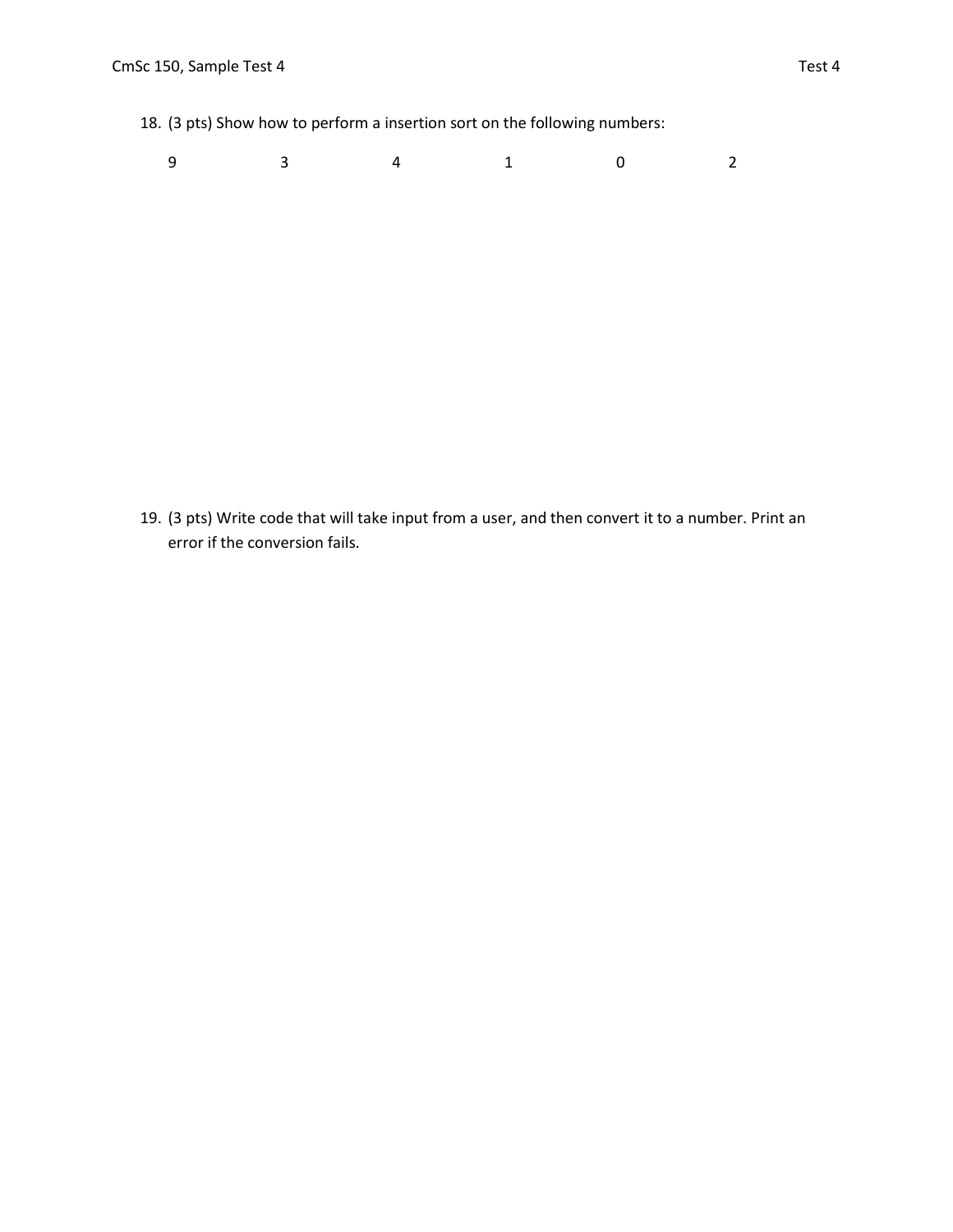18. (3 pts) Show how to perform a insertion sort on the following numbers:

    9 3 4 1 0 2

19. (3 pts) Write code that will take input from a user, and then convert it to a number. Print an error if the conversion fails.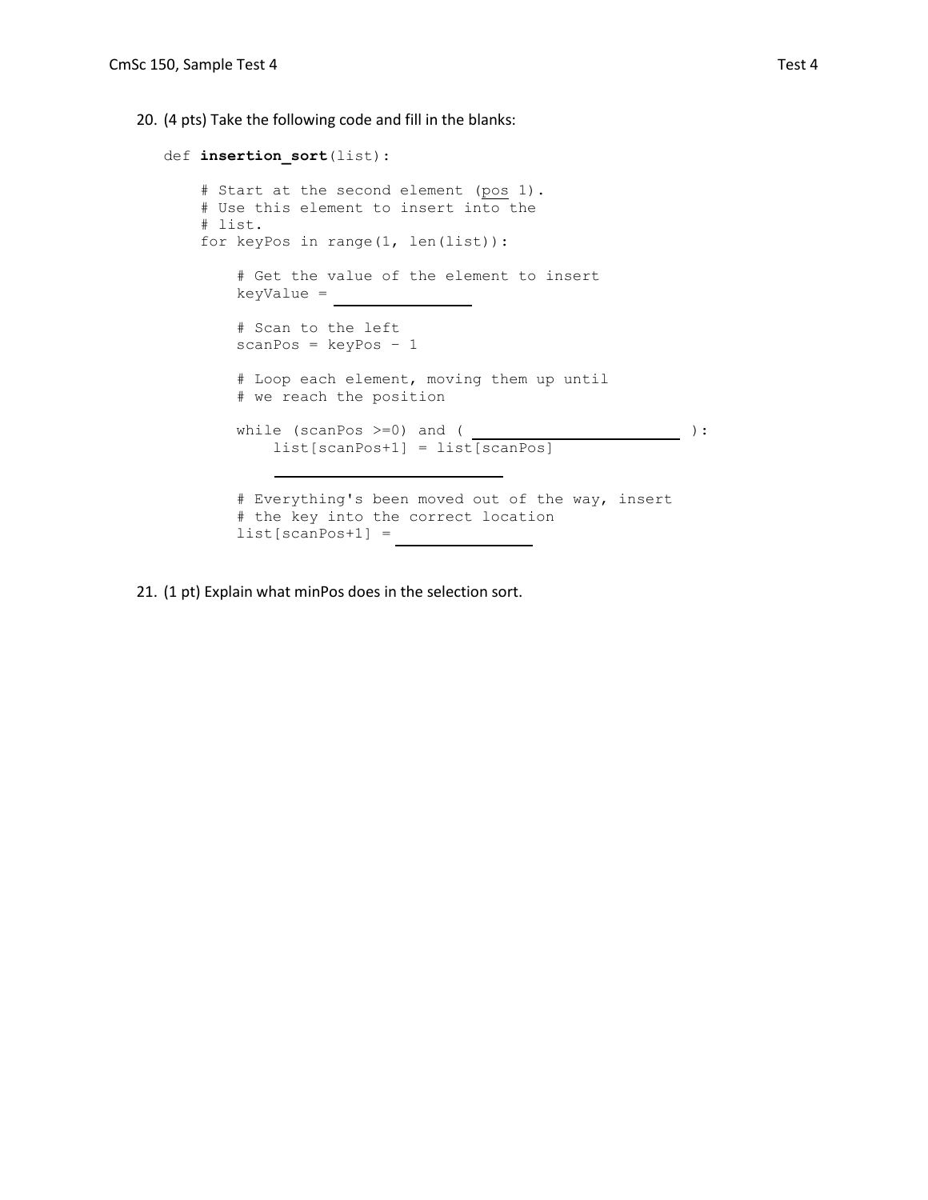20. (4 pts) Take the following code and fill in the blanks:

```
def insertion_sort(list):

    # Start at the second element (pos 1).
    # Use this element to insert into the
    # list.
    for keyPos in range(1, len(list)):

        # Get the value of the element to insert
        keyValue = ________________

        # Scan to the left
        scanPos = keyPos - 1

        # Loop each element, moving them up until
        # we reach the position

        while (scanPos >=0) and ( ________________________ ):
            list[scanPos+1] = list[scanPos]
            ___________________________

        # Everything's been moved out of the way, insert
        # the key into the correct location
        list[scanPos+1] = ________________
```

21. (1 pt) Explain what minPos does in the selection sort.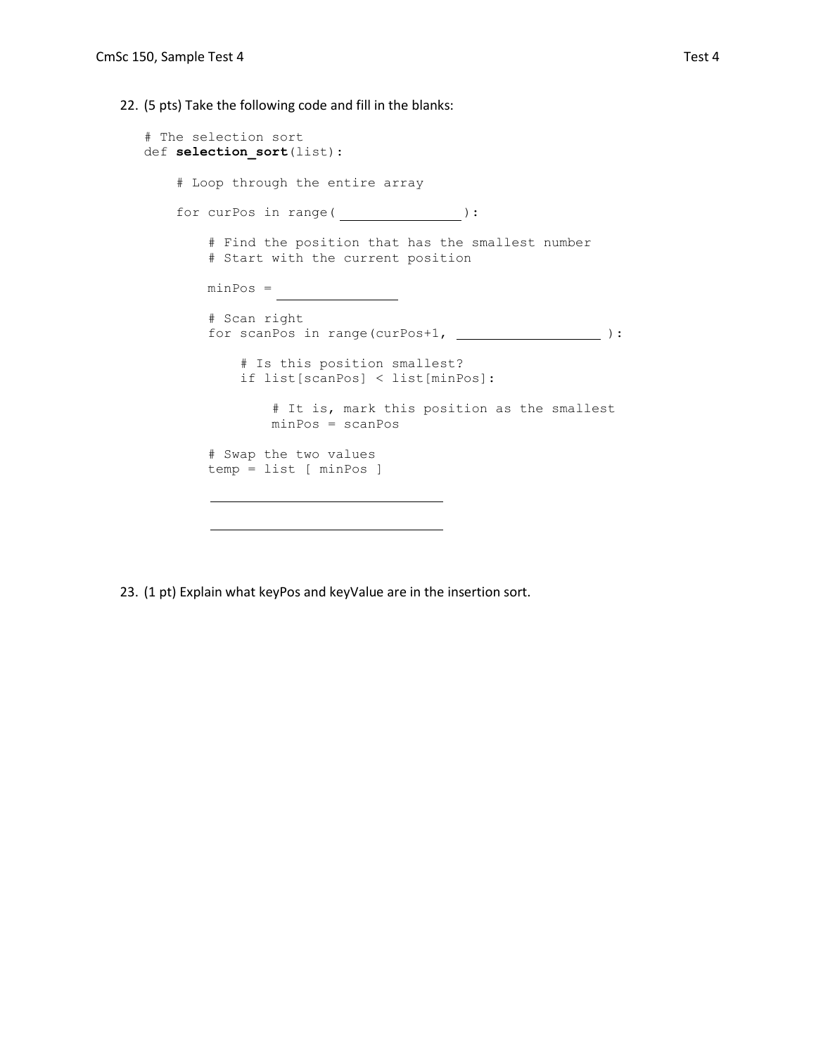22. (5 pts) Take the following code and fill in the blanks:

```
# The selection sort
def selection_sort(list):

    # Loop through the entire array

    for curPos in range( _______________ ):

        # Find the position that has the smallest number
        # Start with the current position

        minPos = _______________

        # Scan right
        for scanPos in range(curPos+1, __________________ ):

            # Is this position smallest?
            if list[scanPos] < list[minPos]:

                # It is, mark this position as the smallest
                minPos = scanPos

        # Swap the two values
        temp = list [ minPos ]

        ______________________________

        ______________________________
```

23. (1 pt) Explain what keyPos and keyValue are in the insertion sort.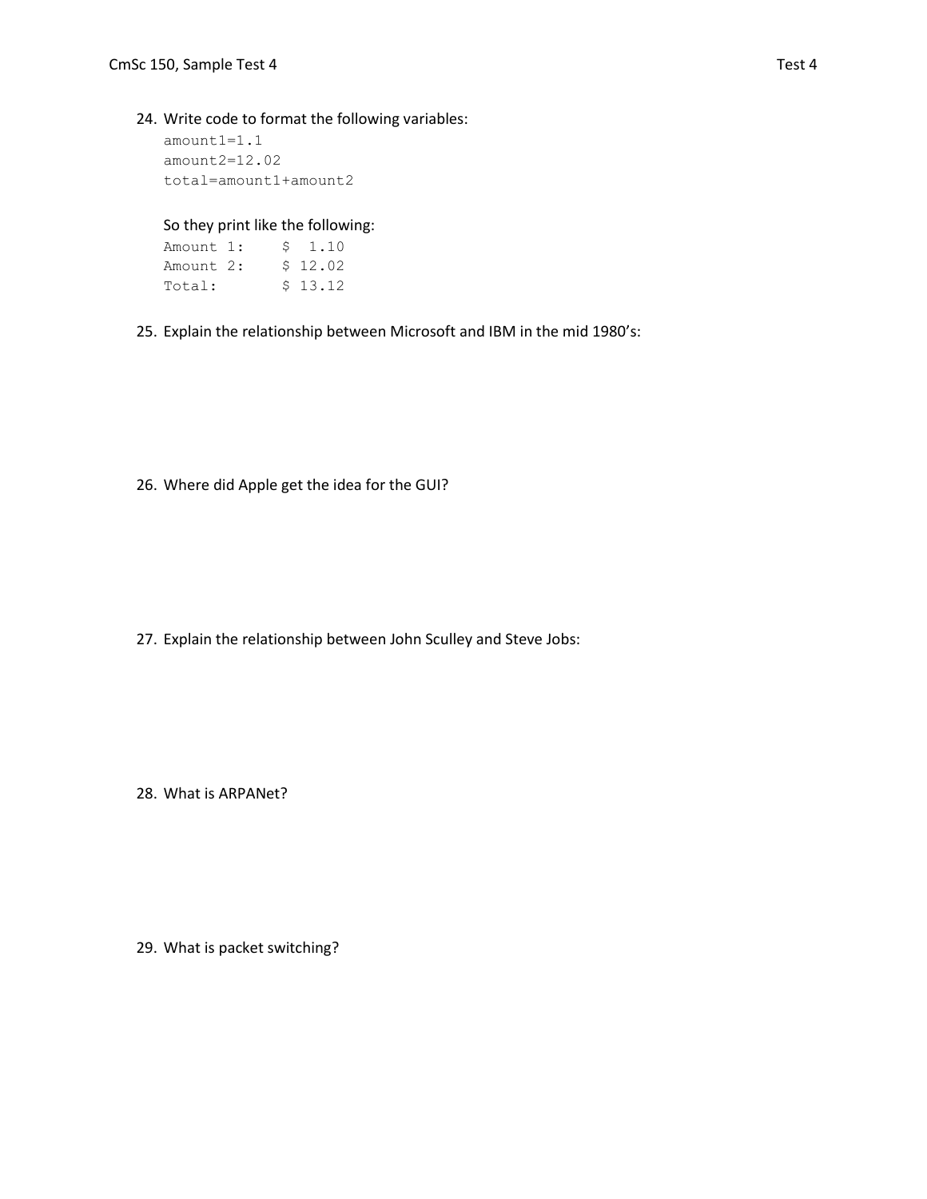24. Write code to format the following variables:

```
amount1=1.1
amount2=12.02
total=amount1+amount2
```

So they print like the following:

```
Amount 1:    $  1.10
Amount 2:    $ 12.02
Total:       $ 13.12
```

25. Explain the relationship between Microsoft and IBM in the mid 1980's:

26. Where did Apple get the idea for the GUI?

27. Explain the relationship between John Sculley and Steve Jobs:

28. What is ARPANet?

29. What is packet switching?